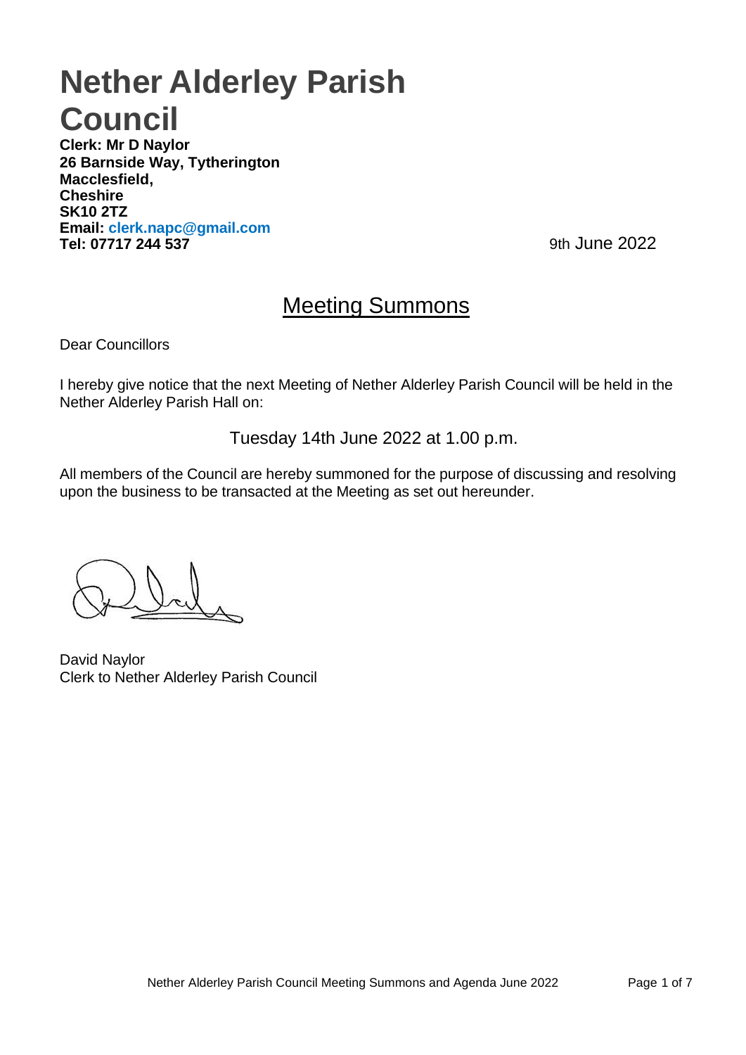# Nether Alderley Parish Council

**Clerk: Mr D Naylor**
**26 Barnside Way, Tytherington**
**Macclesfield,**
**Cheshire**
**SK10 2TZ**
**Email: clerk.napc@gmail.com**
**Tel: 07717 244 537**

9th June 2022

## Meeting Summons

Dear Councillors

I hereby give notice that the next Meeting of Nether Alderley Parish Council will be held in the Nether Alderley Parish Hall on:

Tuesday 14th June 2022 at 1.00 p.m.

All members of the Council are hereby summoned for the purpose of discussing and resolving upon the business to be transacted at the Meeting as set out hereunder.

David Naylor
Clerk to Nether Alderley Parish Council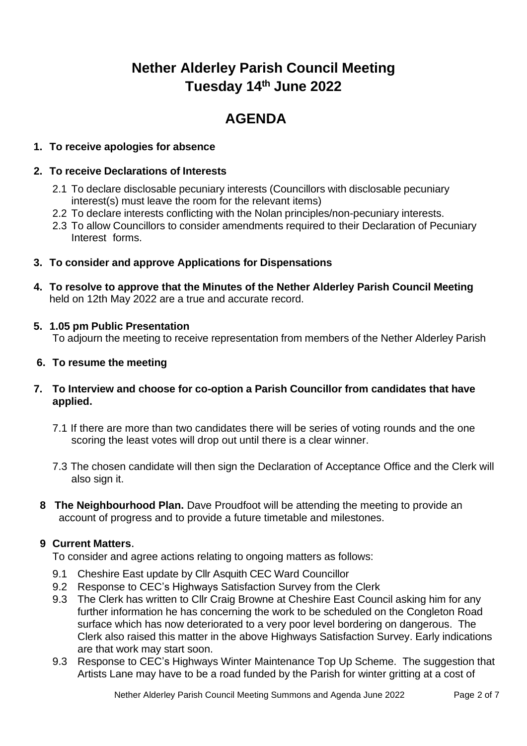# Nether Alderley Parish Council Meeting
# Tuesday 14th June 2022

## AGENDA

1. **To receive apologies for absence**

2. **To receive Declarations of Interests**
   - 2.1 To declare disclosable pecuniary interests (Councillors with disclosable pecuniary interest(s) must leave the room for the relevant items)
   - 2.2 To declare interests conflicting with the Nolan principles/non-pecuniary interests.
   - 2.3 To allow Councillors to consider amendments required to their Declaration of Pecuniary Interest forms.

3. **To consider and approve Applications for Dispensations**

4. **To resolve to approve that the Minutes of the Nether Alderley Parish Council Meeting** held on 12th May 2022 are a true and accurate record.

5. **1.05 pm Public Presentation**
   To adjourn the meeting to receive representation from members of the Nether Alderley Parish

6. **To resume the meeting**

7. **To Interview and choose for co-option a Parish Councillor from candidates that have applied.**
   - 7.1 If there are more than two candidates there will be series of voting rounds and the one scoring the least votes will drop out until there is a clear winner.
   - 7.3 The chosen candidate will then sign the Declaration of Acceptance Office and the Clerk will also sign it.

8. **The Neighbourhood Plan.** Dave Proudfoot will be attending the meeting to provide an account of progress and to provide a future timetable and milestones.

9. **Current Matters**.
   To consider and agree actions relating to ongoing matters as follows:
   - 9.1 Cheshire East update by Cllr Asquith CEC Ward Councillor
   - 9.2 Response to CEC's Highways Satisfaction Survey from the Clerk
   - 9.3 The Clerk has written to Cllr Craig Browne at Cheshire East Council asking him for any further information he has concerning the work to be scheduled on the Congleton Road surface which has now deteriorated to a very poor level bordering on dangerous. The Clerk also raised this matter in the above Highways Satisfaction Survey. Early indications are that work may start soon.
   - 9.3 Response to CEC's Highways Winter Maintenance Top Up Scheme. The suggestion that Artists Lane may have to be a road funded by the Parish for winter gritting at a cost of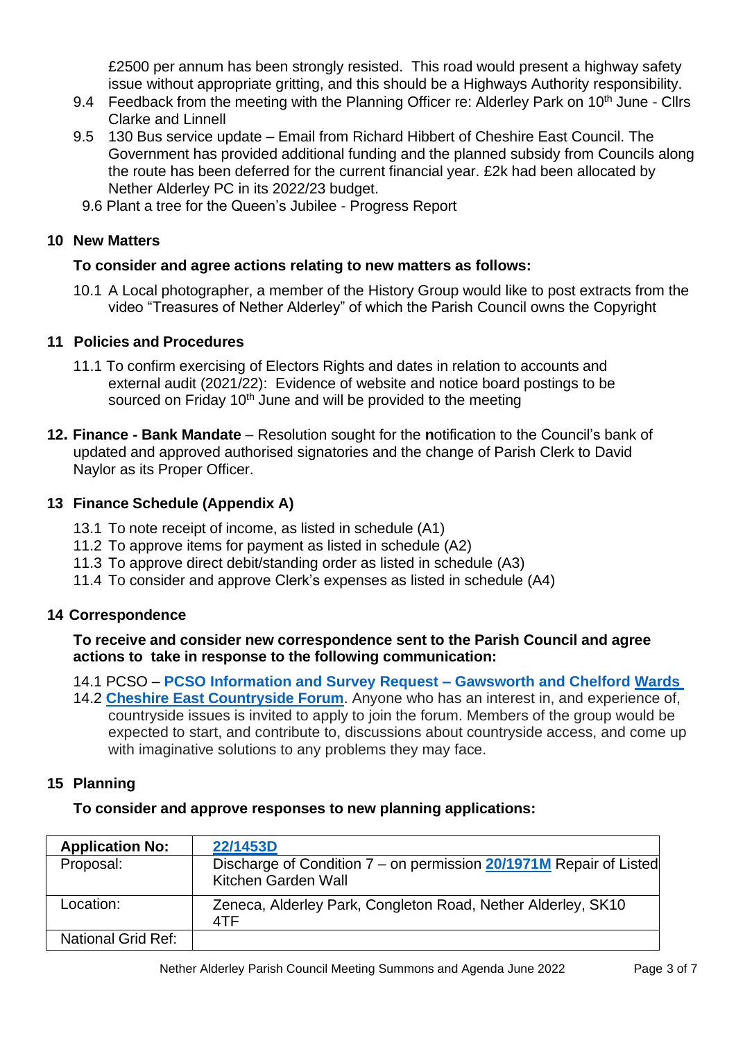£2500 per annum has been strongly resisted. This road would present a highway safety issue without appropriate gritting, and this should be a Highways Authority responsibility.

9.4 Feedback from the meeting with the Planning Officer re: Alderley Park on 10th June - Cllrs Clarke and Linnell

9.5 130 Bus service update – Email from Richard Hibbert of Cheshire East Council. The Government has provided additional funding and the planned subsidy from Councils along the route has been deferred for the current financial year. £2k had been allocated by Nether Alderley PC in its 2022/23 budget.

9.6 Plant a tree for the Queen's Jubilee - Progress Report

## 10 New Matters

**To consider and agree actions relating to new matters as follows:**

10.1 A Local photographer, a member of the History Group would like to post extracts from the video "Treasures of Nether Alderley" of which the Parish Council owns the Copyright

## 11 Policies and Procedures

11.1 To confirm exercising of Electors Rights and dates in relation to accounts and external audit (2021/22): Evidence of website and notice board postings to be sourced on Friday 10th June and will be provided to the meeting

**12. Finance - Bank Mandate** – Resolution sought for the **n**otification to the Council's bank of updated and approved authorised signatories and the change of Parish Clerk to David Naylor as its Proper Officer.

## 13 Finance Schedule (Appendix A)

13.1 To note receipt of income, as listed in schedule (A1)

11.2 To approve items for payment as listed in schedule (A2)

11.3 To approve direct debit/standing order as listed in schedule (A3)

11.4 To consider and approve Clerk's expenses as listed in schedule (A4)

## 14 Correspondence

**To receive and consider new correspondence sent to the Parish Council and agree actions to take in response to the following communication:**

14.1 PCSO – **PCSO Information and Survey Request – Gawsworth and Chelford Wards**

14.2 **Cheshire East Countryside Forum**. Anyone who has an interest in, and experience of, countryside issues is invited to apply to join the forum. Members of the group would be expected to start, and contribute to, discussions about countryside access, and come up with imaginative solutions to any problems they may face.

## 15 Planning

**To consider and approve responses to new planning applications:**

| **Application No:** | **22/1453D** |
|---|---|
| Proposal: | Discharge of Condition 7 – on permission **20/1971M** Repair of Listed Kitchen Garden Wall |
| Location: | Zeneca, Alderley Park, Congleton Road, Nether Alderley, SK10 4TF |
| National Grid Ref: | |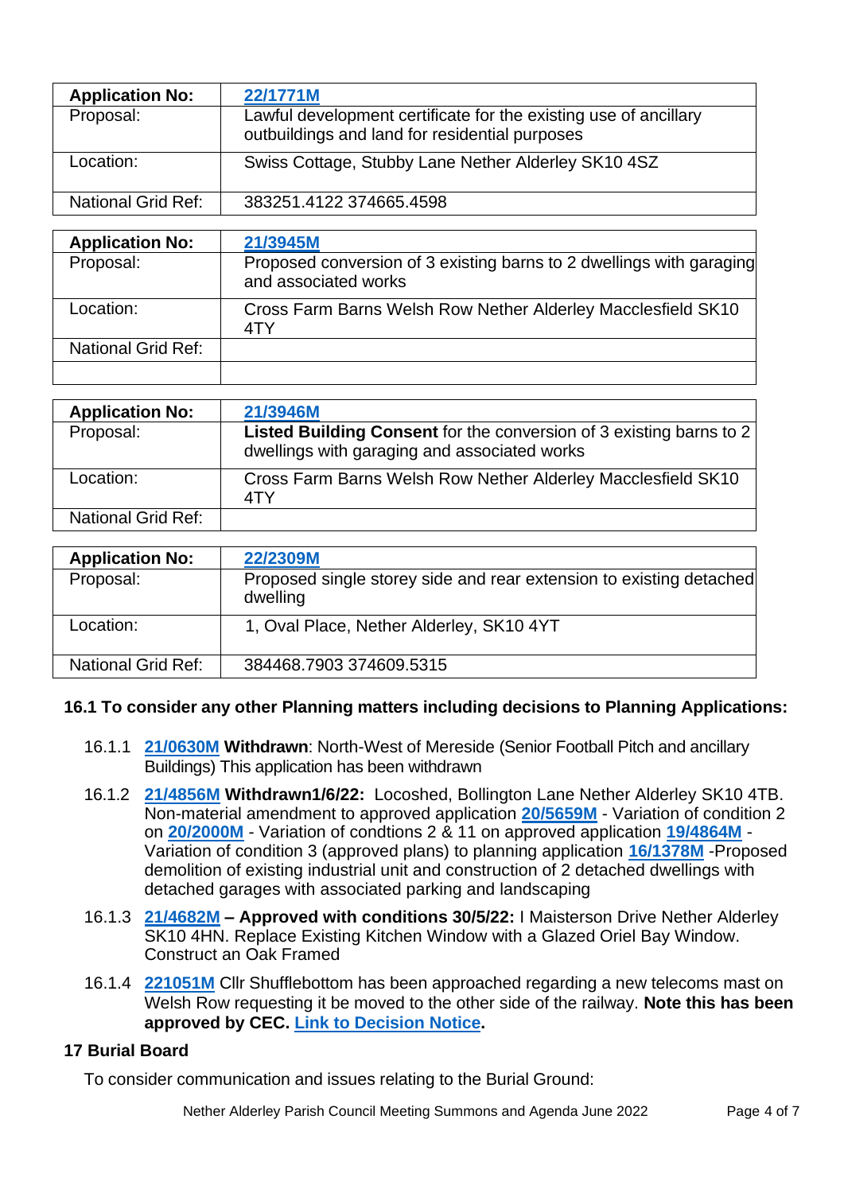| **Application No:** | **22/1771M** |
|---|---|
| Proposal: | Lawful development certificate for the existing use of ancillary outbuildings and land for residential purposes |
| Location: | Swiss Cottage, Stubby Lane Nether Alderley SK10 4SZ |
| National Grid Ref: | 383251.4122 374665.4598 |

| **Application No:** | **21/3945M** |
|---|---|
| Proposal: | Proposed conversion of 3 existing barns to 2 dwellings with garaging and associated works |
| Location: | Cross Farm Barns Welsh Row Nether Alderley Macclesfield SK10 4TY |
| National Grid Ref: | |
| | |

| **Application No:** | **21/3946M** |
|---|---|
| Proposal: | **Listed Building Consent** for the conversion of 3 existing barns to 2 dwellings with garaging and associated works |
| Location: | Cross Farm Barns Welsh Row Nether Alderley Macclesfield SK10 4TY |
| National Grid Ref: | |

| **Application No:** | **22/2309M** |
|---|---|
| Proposal: | Proposed single storey side and rear extension to existing detached dwelling |
| Location: | 1, Oval Place, Nether Alderley, SK10 4YT |
| National Grid Ref: | 384468.7903 374609.5315 |

### 16.1 To consider any other Planning matters including decisions to Planning Applications:

16.1.1 **21/0630M Withdrawn**: North-West of Mereside (Senior Football Pitch and ancillary Buildings) This application has been withdrawn

16.1.2 **21/4856M Withdrawn1/6/22:** Locoshed, Bollington Lane Nether Alderley SK10 4TB. Non-material amendment to approved application **20/5659M** - Variation of condition 2 on **20/2000M** - Variation of condtions 2 & 11 on approved application **19/4864M** - Variation of condition 3 (approved plans) to planning application **16/1378M** -Proposed demolition of existing industrial unit and construction of 2 detached dwellings with detached garages with associated parking and landscaping

16.1.3 **21/4682M – Approved with conditions 30/5/22:** I Maisterson Drive Nether Alderley SK10 4HN. Replace Existing Kitchen Window with a Glazed Oriel Bay Window. Construct an Oak Framed

16.1.4 **221051M** Cllr Shufflebottom has been approached regarding a new telecoms mast on Welsh Row requesting it be moved to the other side of the railway. **Note this has been approved by CEC. Link to Decision Notice.**

### 17 Burial Board

To consider communication and issues relating to the Burial Ground: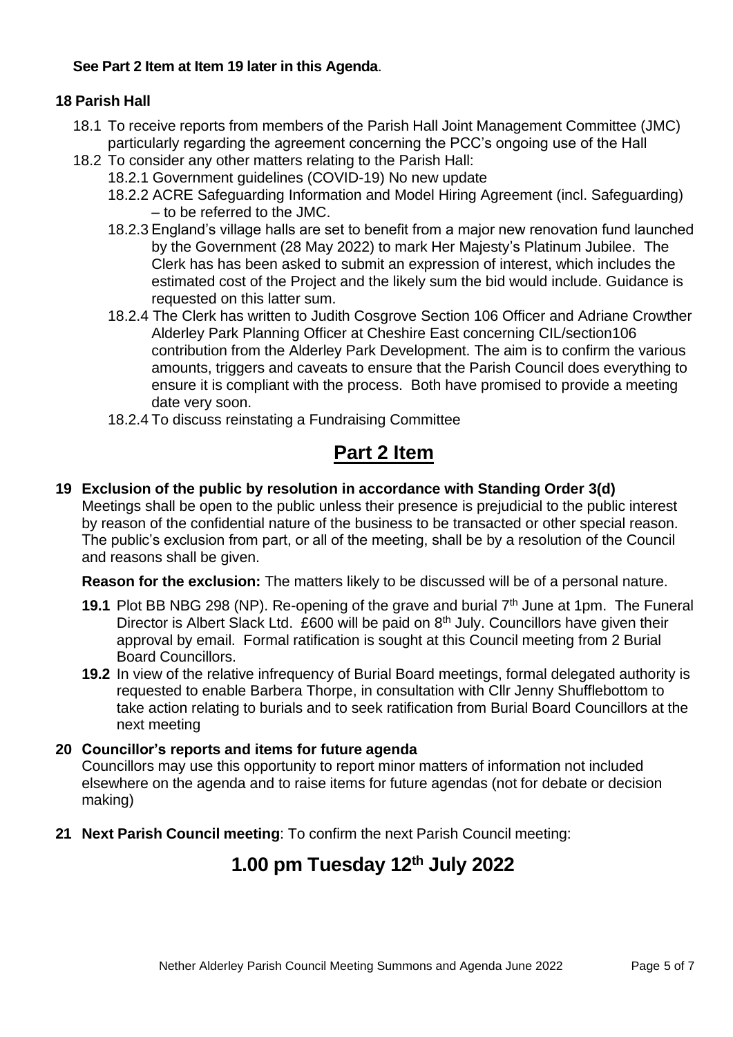**See Part 2 Item at Item 19 later in this Agenda**.

**18 Parish Hall**

18.1 To receive reports from members of the Parish Hall Joint Management Committee (JMC) particularly regarding the agreement concerning the PCC's ongoing use of the Hall

18.2 To consider any other matters relating to the Parish Hall:

- 18.2.1 Government guidelines (COVID-19) No new update
- 18.2.2 ACRE Safeguarding Information and Model Hiring Agreement (incl. Safeguarding) – to be referred to the JMC.
- 18.2.3 England's village halls are set to benefit from a major new renovation fund launched by the Government (28 May 2022) to mark Her Majesty's Platinum Jubilee. The Clerk has has been asked to submit an expression of interest, which includes the estimated cost of the Project and the likely sum the bid would include. Guidance is requested on this latter sum.
- 18.2.4 The Clerk has written to Judith Cosgrove Section 106 Officer and Adriane Crowther Alderley Park Planning Officer at Cheshire East concerning CIL/section106 contribution from the Alderley Park Development. The aim is to confirm the various amounts, triggers and caveats to ensure that the Parish Council does everything to ensure it is compliant with the process. Both have promised to provide a meeting date very soon.
- 18.2.4 To discuss reinstating a Fundraising Committee

# Part 2 Item

**19 Exclusion of the public by resolution in accordance with Standing Order 3(d)**

Meetings shall be open to the public unless their presence is prejudicial to the public interest by reason of the confidential nature of the business to be transacted or other special reason. The public's exclusion from part, or all of the meeting, shall be by a resolution of the Council and reasons shall be given.

**Reason for the exclusion:** The matters likely to be discussed will be of a personal nature.

**19.1** Plot BB NBG 298 (NP). Re-opening of the grave and burial 7th June at 1pm. The Funeral Director is Albert Slack Ltd. £600 will be paid on 8th July. Councillors have given their approval by email. Formal ratification is sought at this Council meeting from 2 Burial Board Councillors.

**19.2** In view of the relative infrequency of Burial Board meetings, formal delegated authority is requested to enable Barbera Thorpe, in consultation with Cllr Jenny Shufflebottom to take action relating to burials and to seek ratification from Burial Board Councillors at the next meeting

**20 Councillor's reports and items for future agenda**

Councillors may use this opportunity to report minor matters of information not included elsewhere on the agenda and to raise items for future agendas (not for debate or decision making)

**21 Next Parish Council meeting**: To confirm the next Parish Council meeting:

## 1.00 pm Tuesday 12th July 2022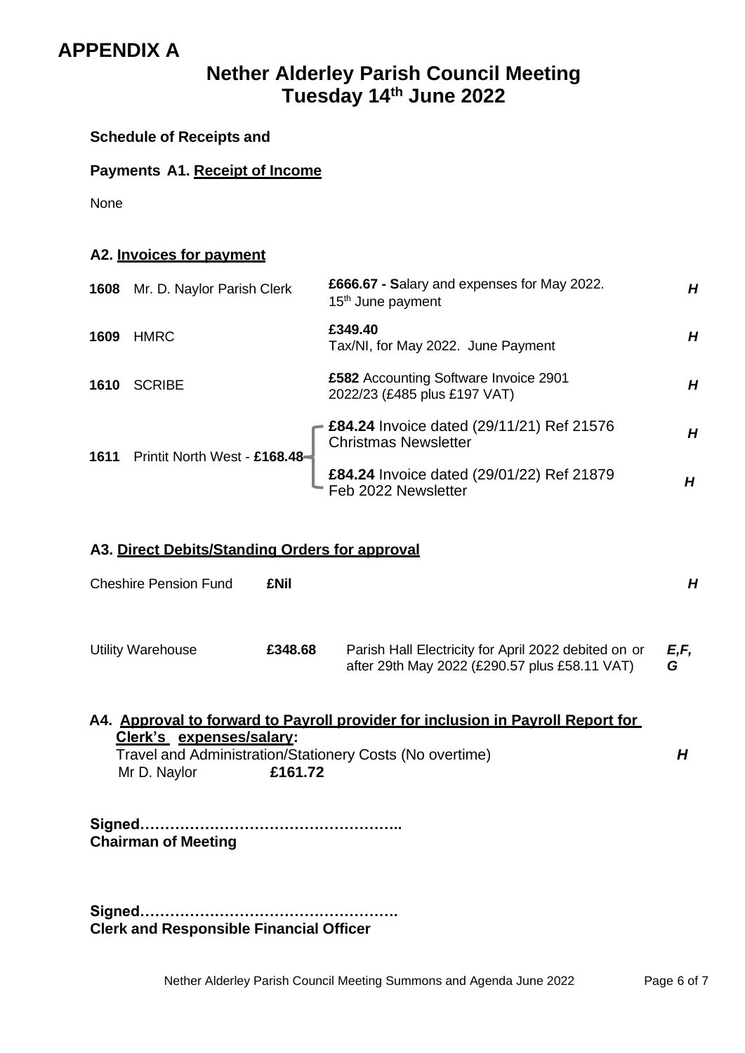# APPENDIX A

## Nether Alderley Parish Council Meeting
## Tuesday 14th June 2022

**Schedule of Receipts and**

**Payments A1. Receipt of Income**

None

**A2. Invoices for payment**

| | | | |
|---|---|---|---|
| **1608** | Mr. D. Naylor Parish Clerk | **£666.67 - S**alary and expenses for May 2022. 15th June payment | ***H*** |
| **1609** | HMRC | **£349.40** Tax/NI, for May 2022. June Payment | ***H*** |
| **1610** | SCRIBE | **£582** Accounting Software Invoice 2901 2022/23 (£485 plus £197 VAT) | ***H*** |
| **1611** | Printit North West - **£168.48** | **£84.24** Invoice dated (29/11/21) Ref 21576 Christmas Newsletter | ***H*** |
| | | **£84.24** Invoice dated (29/01/22) Ref 21879 Feb 2022 Newsletter | ***H*** |

**A3. Direct Debits/Standing Orders for approval**

| | | | |
|---|---|---|---|
| Cheshire Pension Fund | **£Nil** | | ***H*** |
| Utility Warehouse | **£348.68** | Parish Hall Electricity for April 2022 debited on or after 29th May 2022 (£290.57 plus £58.11 VAT) | ***E,F, G*** |

**A4. Approval to forward to Payroll provider for inclusion in Payroll Report for Clerk's expenses/salary:**

Travel and Administration/Stationery Costs (No overtime) ***H***

Mr D. Naylor **£161.72**

**Signed……………………………………………..**
**Chairman of Meeting**

**Signed…………………………………………….**
**Clerk and Responsible Financial Officer**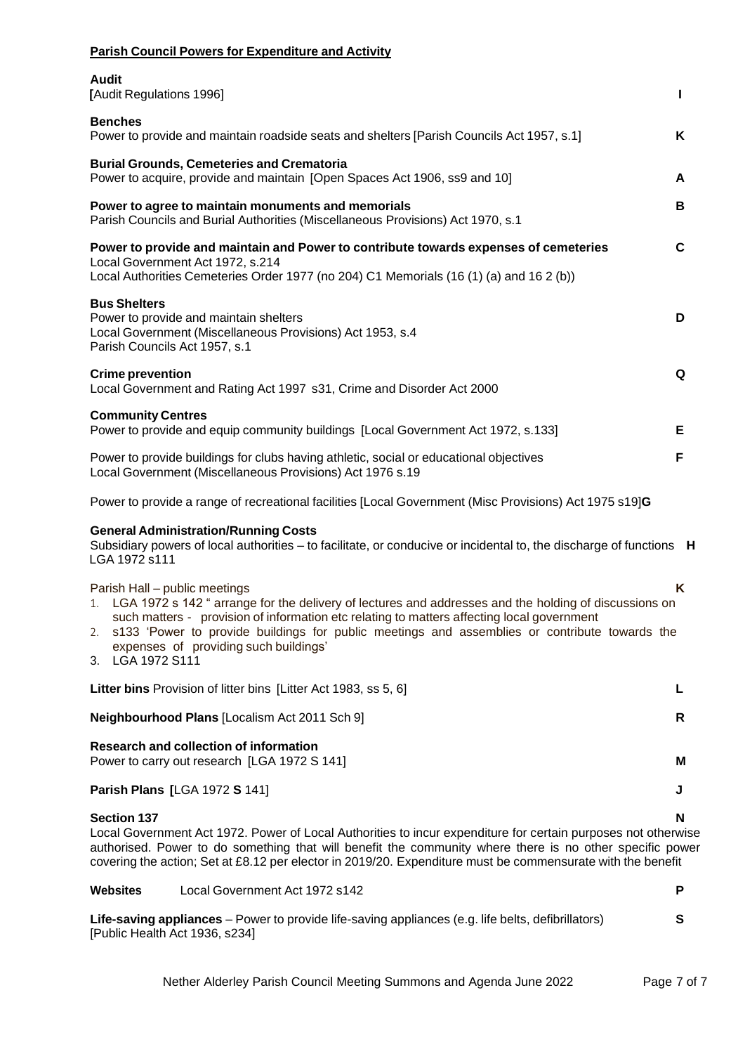**Parish Council Powers for Expenditure and Activity**

**Audit**
**[**Audit Regulations 1996] **I**

**Benches**
Power to provide and maintain roadside seats and shelters [Parish Councils Act 1957, s.1] **K**

**Burial Grounds, Cemeteries and Crematoria**
Power to acquire, provide and maintain [Open Spaces Act 1906, ss9 and 10] **A**

**Power to agree to maintain monuments and memorials** **B**
Parish Councils and Burial Authorities (Miscellaneous Provisions) Act 1970, s.1

**Power to provide and maintain and Power to contribute towards expenses of cemeteries** **C**
Local Government Act 1972, s.214
Local Authorities Cemeteries Order 1977 (no 204) C1 Memorials (16 (1) (a) and 16 2 (b))

**Bus Shelters**
Power to provide and maintain shelters **D**
Local Government (Miscellaneous Provisions) Act 1953, s.4
Parish Councils Act 1957, s.1

**Crime prevention** **Q**
Local Government and Rating Act 1997 s31, Crime and Disorder Act 2000

**Community Centres**
Power to provide and equip community buildings [Local Government Act 1972, s.133] **E**

Power to provide buildings for clubs having athletic, social or educational objectives **F**
Local Government (Miscellaneous Provisions) Act 1976 s.19

Power to provide a range of recreational facilities [Local Government (Misc Provisions) Act 1975 s19]**G**

**General Administration/Running Costs**
Subsidiary powers of local authorities – to facilitate, or conducive or incidental to, the discharge of functions **H**
LGA 1972 s111

Parish Hall – public meetings **K**

1. LGA 1972 s 142 " arrange for the delivery of lectures and addresses and the holding of discussions on such matters - provision of information etc relating to matters affecting local government
2. s133 'Power to provide buildings for public meetings and assemblies or contribute towards the expenses of providing such buildings'
3. LGA 1972 S111

**Litter bins** Provision of litter bins [Litter Act 1983, ss 5, 6] **L**

**Neighbourhood Plans** [Localism Act 2011 Sch 9] **R**

**Research and collection of information**
Power to carry out research [LGA 1972 S 141] **M**

**Parish Plans [**LGA 1972 **S** 141] **J**

**Section 137** **N**
Local Government Act 1972. Power of Local Authorities to incur expenditure for certain purposes not otherwise authorised. Power to do something that will benefit the community where there is no other specific power covering the action; Set at £8.12 per elector in 2019/20. Expenditure must be commensurate with the benefit

**Websites** Local Government Act 1972 s142 **P**

**Life-saving appliances** – Power to provide life-saving appliances (e.g. life belts, defibrillators) **S**
[Public Health Act 1936, s234]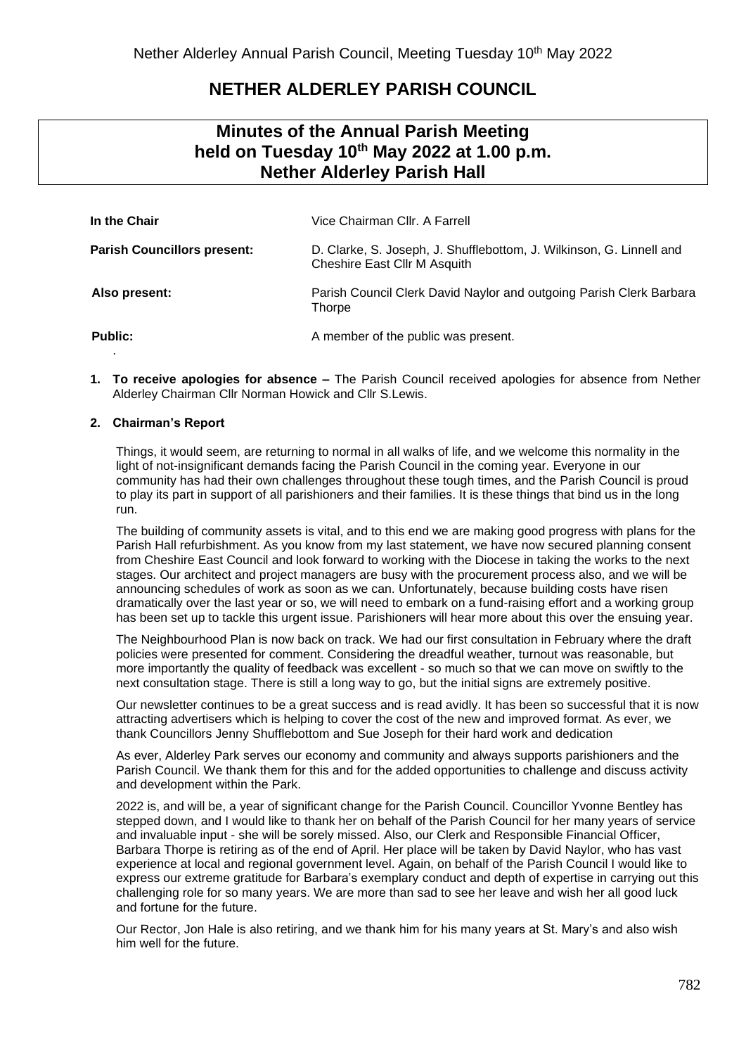# NETHER ALDERLEY PARISH COUNCIL

## Minutes of the Annual Parish Meeting held on Tuesday 10th May 2022 at 1.00 p.m. Nether Alderley Parish Hall

| | |
|---|---|
| **In the Chair** | Vice Chairman Cllr. A Farrell |
| **Parish Councillors present:** | D. Clarke, S. Joseph, J. Shufflebottom, J. Wilkinson, G. Linnell and Cheshire East Cllr M Asquith |
| **Also present:** | Parish Council Clerk David Naylor and outgoing Parish Clerk Barbara Thorpe |
| **Public:** | A member of the public was present. |

1. **To receive apologies for absence –** The Parish Council received apologies for absence from Nether Alderley Chairman Cllr Norman Howick and Cllr S.Lewis.

2. **Chairman's Report**

Things, it would seem, are returning to normal in all walks of life, and we welcome this normality in the light of not-insignificant demands facing the Parish Council in the coming year. Everyone in our community has had their own challenges throughout these tough times, and the Parish Council is proud to play its part in support of all parishioners and their families. It is these things that bind us in the long run.

The building of community assets is vital, and to this end we are making good progress with plans for the Parish Hall refurbishment. As you know from my last statement, we have now secured planning consent from Cheshire East Council and look forward to working with the Diocese in taking the works to the next stages. Our architect and project managers are busy with the procurement process also, and we will be announcing schedules of work as soon as we can. Unfortunately, because building costs have risen dramatically over the last year or so, we will need to embark on a fund-raising effort and a working group has been set up to tackle this urgent issue. Parishioners will hear more about this over the ensuing year.

The Neighbourhood Plan is now back on track. We had our first consultation in February where the draft policies were presented for comment. Considering the dreadful weather, turnout was reasonable, but more importantly the quality of feedback was excellent - so much so that we can move on swiftly to the next consultation stage. There is still a long way to go, but the initial signs are extremely positive.

Our newsletter continues to be a great success and is read avidly. It has been so successful that it is now attracting advertisers which is helping to cover the cost of the new and improved format. As ever, we thank Councillors Jenny Shufflebottom and Sue Joseph for their hard work and dedication

As ever, Alderley Park serves our economy and community and always supports parishioners and the Parish Council. We thank them for this and for the added opportunities to challenge and discuss activity and development within the Park.

2022 is, and will be, a year of significant change for the Parish Council. Councillor Yvonne Bentley has stepped down, and I would like to thank her on behalf of the Parish Council for her many years of service and invaluable input - she will be sorely missed. Also, our Clerk and Responsible Financial Officer, Barbara Thorpe is retiring as of the end of April. Her place will be taken by David Naylor, who has vast experience at local and regional government level. Again, on behalf of the Parish Council I would like to express our extreme gratitude for Barbara's exemplary conduct and depth of expertise in carrying out this challenging role for so many years. We are more than sad to see her leave and wish her all good luck and fortune for the future.

Our Rector, Jon Hale is also retiring, and we thank him for his many years at St. Mary's and also wish him well for the future.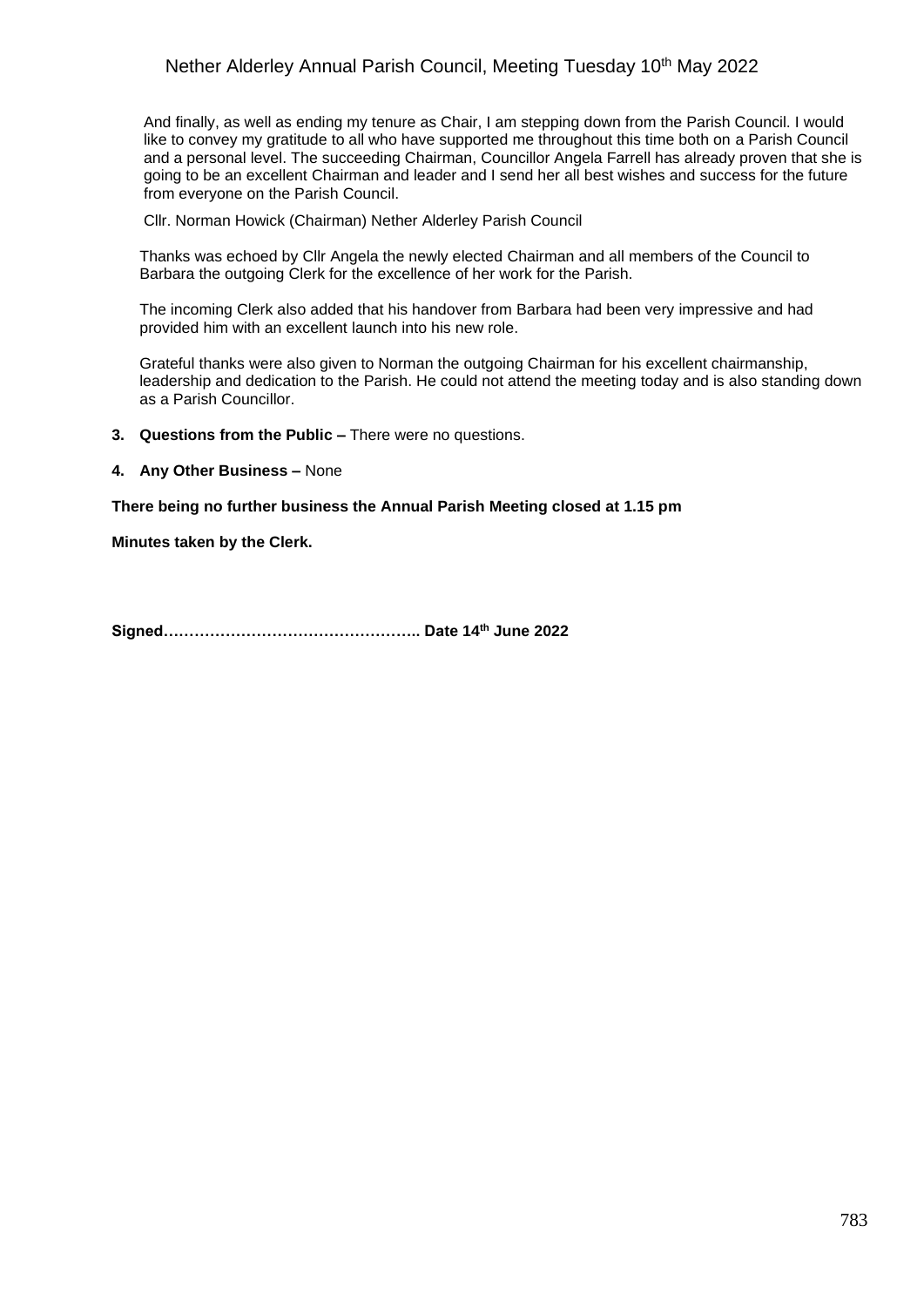And finally, as well as ending my tenure as Chair, I am stepping down from the Parish Council. I would like to convey my gratitude to all who have supported me throughout this time both on a Parish Council and a personal level. The succeeding Chairman, Councillor Angela Farrell has already proven that she is going to be an excellent Chairman and leader and I send her all best wishes and success for the future from everyone on the Parish Council.

Cllr. Norman Howick (Chairman) Nether Alderley Parish Council

Thanks was echoed by Cllr Angela the newly elected Chairman and all members of the Council to Barbara the outgoing Clerk for the excellence of her work for the Parish.

The incoming Clerk also added that his handover from Barbara had been very impressive and had provided him with an excellent launch into his new role.

Grateful thanks were also given to Norman the outgoing Chairman for his excellent chairmanship, leadership and dedication to the Parish. He could not attend the meeting today and is also standing down as a Parish Councillor.

3. **Questions from the Public –** There were no questions.

4. **Any Other Business –** None

**There being no further business the Annual Parish Meeting closed at 1.15 pm**

**Minutes taken by the Clerk.**

**Signed………………………………………….. Date 14th June 2022**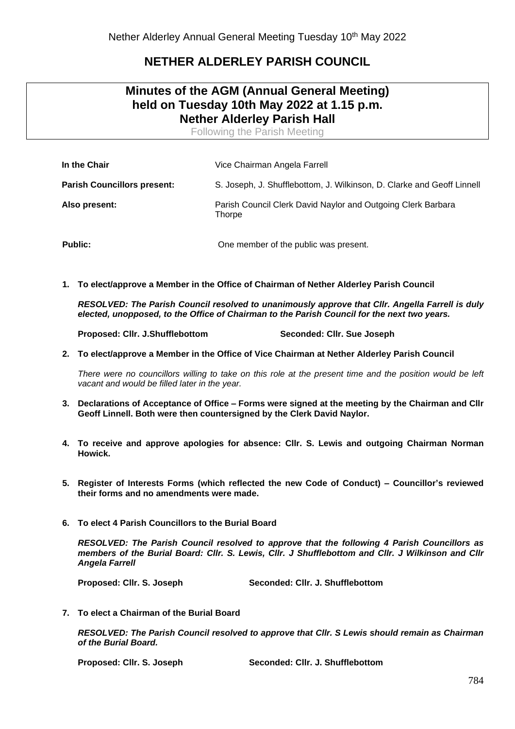# NETHER ALDERLEY PARISH COUNCIL

## Minutes of the AGM (Annual General Meeting) held on Tuesday 10th May 2022 at 1.15 p.m. Nether Alderley Parish Hall

Following the Parish Meeting

| | |
|---|---|
| **In the Chair** | Vice Chairman Angela Farrell |
| **Parish Councillors present:** | S. Joseph, J. Shufflebottom, J. Wilkinson, D. Clarke and Geoff Linnell |
| **Also present:** | Parish Council Clerk David Naylor and Outgoing Clerk Barbara Thorpe |
| **Public:** | One member of the public was present. |

1. **To elect/approve a Member in the Office of Chairman of Nether Alderley Parish Council**

   ***RESOLVED: The Parish Council resolved to unanimously approve that Cllr. Angella Farrell is duly elected, unopposed, to the Office of Chairman to the Parish Council for the next two years.***

   **Proposed: Cllr. J.Shufflebottom** **Seconded: Cllr. Sue Joseph**

2. **To elect/approve a Member in the Office of Vice Chairman at Nether Alderley Parish Council**

   *There were no councillors willing to take on this role at the present time and the position would be left vacant and would be filled later in the year.*

3. **Declarations of Acceptance of Office – Forms were signed at the meeting by the Chairman and Cllr Geoff Linnell. Both were then countersigned by the Clerk David Naylor.**

4. **To receive and approve apologies for absence: Cllr. S. Lewis and outgoing Chairman Norman Howick.**

5. **Register of Interests Forms (which reflected the new Code of Conduct) – Councillor's reviewed their forms and no amendments were made.**

6. **To elect 4 Parish Councillors to the Burial Board**

   ***RESOLVED: The Parish Council resolved to approve that the following 4 Parish Councillors as members of the Burial Board: Cllr. S. Lewis, Cllr. J Shufflebottom and Cllr. J Wilkinson and Cllr Angela Farrell***

   **Proposed: Cllr. S. Joseph** **Seconded: Cllr. J. Shufflebottom**

7. **To elect a Chairman of the Burial Board**

   ***RESOLVED: The Parish Council resolved to approve that Cllr. S Lewis should remain as Chairman of the Burial Board.***

   **Proposed: Cllr. S. Joseph** **Seconded: Cllr. J. Shufflebottom**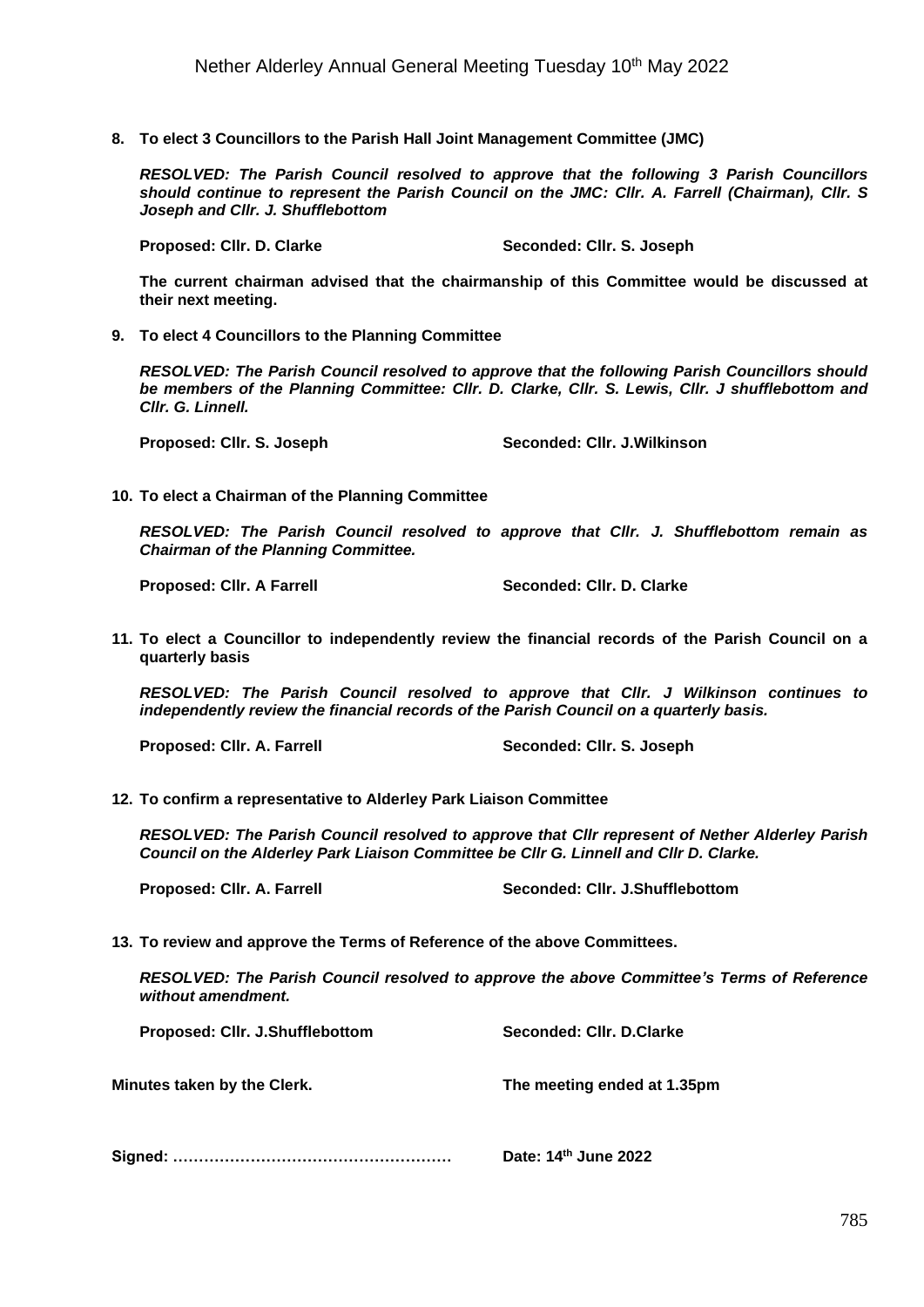**8. To elect 3 Councillors to the Parish Hall Joint Management Committee (JMC)**

***RESOLVED: The Parish Council resolved to approve that the following 3 Parish Councillors should continue to represent the Parish Council on the JMC: Cllr. A. Farrell (Chairman), Cllr. S Joseph and Cllr. J. Shufflebottom***

**Proposed: Cllr. D. Clarke Seconded: Cllr. S. Joseph**

**The current chairman advised that the chairmanship of this Committee would be discussed at their next meeting.**

**9. To elect 4 Councillors to the Planning Committee**

***RESOLVED: The Parish Council resolved to approve that the following Parish Councillors should be members of the Planning Committee: Cllr. D. Clarke, Cllr. S. Lewis, Cllr. J shufflebottom and Cllr. G. Linnell.***

**Proposed: Cllr. S. Joseph Seconded: Cllr. J.Wilkinson**

**10. To elect a Chairman of the Planning Committee**

***RESOLVED: The Parish Council resolved to approve that Cllr. J. Shufflebottom remain as Chairman of the Planning Committee.***

**Proposed: Cllr. A Farrell Seconded: Cllr. D. Clarke**

**11. To elect a Councillor to independently review the financial records of the Parish Council on a quarterly basis**

***RESOLVED: The Parish Council resolved to approve that Cllr. J Wilkinson continues to independently review the financial records of the Parish Council on a quarterly basis.***

**Proposed: Cllr. A. Farrell Seconded: Cllr. S. Joseph**

**12. To confirm a representative to Alderley Park Liaison Committee**

***RESOLVED: The Parish Council resolved to approve that Cllr represent of Nether Alderley Parish Council on the Alderley Park Liaison Committee be Cllr G. Linnell and Cllr D. Clarke.***

**Proposed: Cllr. A. Farrell Seconded: Cllr. J.Shufflebottom**

**13. To review and approve the Terms of Reference of the above Committees.**

***RESOLVED: The Parish Council resolved to approve the above Committee's Terms of Reference without amendment.***

**Proposed: Cllr. J.Shufflebottom Seconded: Cllr. D.Clarke**

**Minutes taken by the Clerk. The meeting ended at 1.35pm**

**Signed: …………………………………………… Date: 14th June 2022**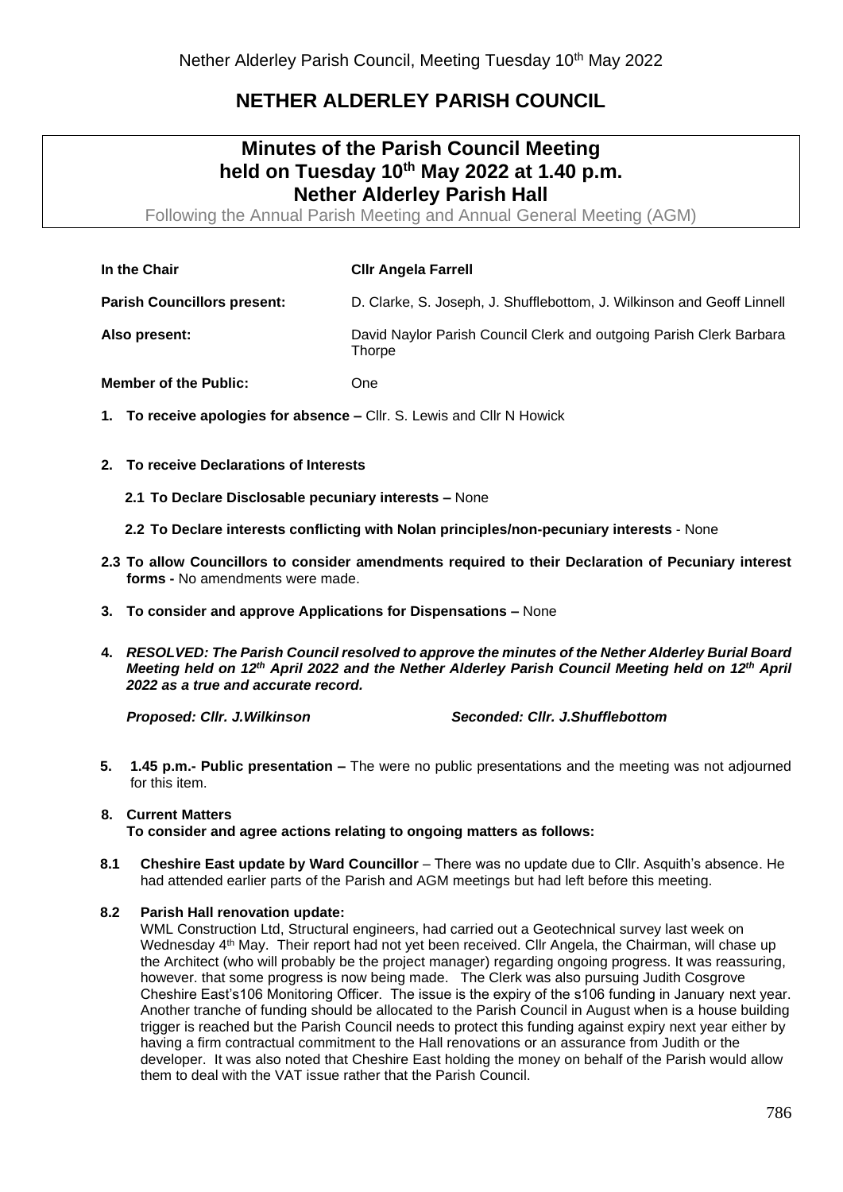# NETHER ALDERLEY PARISH COUNCIL

## Minutes of the Parish Council Meeting held on Tuesday 10th May 2022 at 1.40 p.m. Nether Alderley Parish Hall

Following the Annual Parish Meeting and Annual General Meeting (AGM)

| | |
|---|---|
| **In the Chair** | **Cllr Angela Farrell** |
| **Parish Councillors present:** | D. Clarke, S. Joseph, J. Shufflebottom, J. Wilkinson and Geoff Linnell |
| **Also present:** | David Naylor Parish Council Clerk and outgoing Parish Clerk Barbara Thorpe |
| **Member of the Public:** | One |

1. **To receive apologies for absence –** Cllr. S. Lewis and Cllr N Howick

2. **To receive Declarations of Interests**

   **2.1 To Declare Disclosable pecuniary interests –** None

   **2.2 To Declare interests conflicting with Nolan principles/non-pecuniary interests** - None

**2.3 To allow Councillors to consider amendments required to their Declaration of Pecuniary interest forms -** No amendments were made.

3. **To consider and approve Applications for Dispensations –** None

4. ***RESOLVED: The Parish Council resolved to approve the minutes of the Nether Alderley Burial Board Meeting held on 12th April 2022 and the Nether Alderley Parish Council Meeting held on 12th April 2022 as a true and accurate record.***

   ***Proposed: Cllr. J.Wilkinson*** ***Seconded: Cllr. J.Shufflebottom***

5. **1.45 p.m.- Public presentation –** The were no public presentations and the meeting was not adjourned for this item.

8. **Current Matters**
   **To consider and agree actions relating to ongoing matters as follows:**

**8.1 Cheshire East update by Ward Councillor** – There was no update due to Cllr. Asquith's absence. He had attended earlier parts of the Parish and AGM meetings but had left before this meeting.

**8.2 Parish Hall renovation update:**

WML Construction Ltd, Structural engineers, had carried out a Geotechnical survey last week on Wednesday 4th May. Their report had not yet been received. Cllr Angela, the Chairman, will chase up the Architect (who will probably be the project manager) regarding ongoing progress. It was reassuring, however. that some progress is now being made. The Clerk was also pursuing Judith Cosgrove Cheshire East's106 Monitoring Officer. The issue is the expiry of the s106 funding in January next year. Another tranche of funding should be allocated to the Parish Council in August when is a house building trigger is reached but the Parish Council needs to protect this funding against expiry next year either by having a firm contractual commitment to the Hall renovations or an assurance from Judith or the developer. It was also noted that Cheshire East holding the money on behalf of the Parish would allow them to deal with the VAT issue rather that the Parish Council.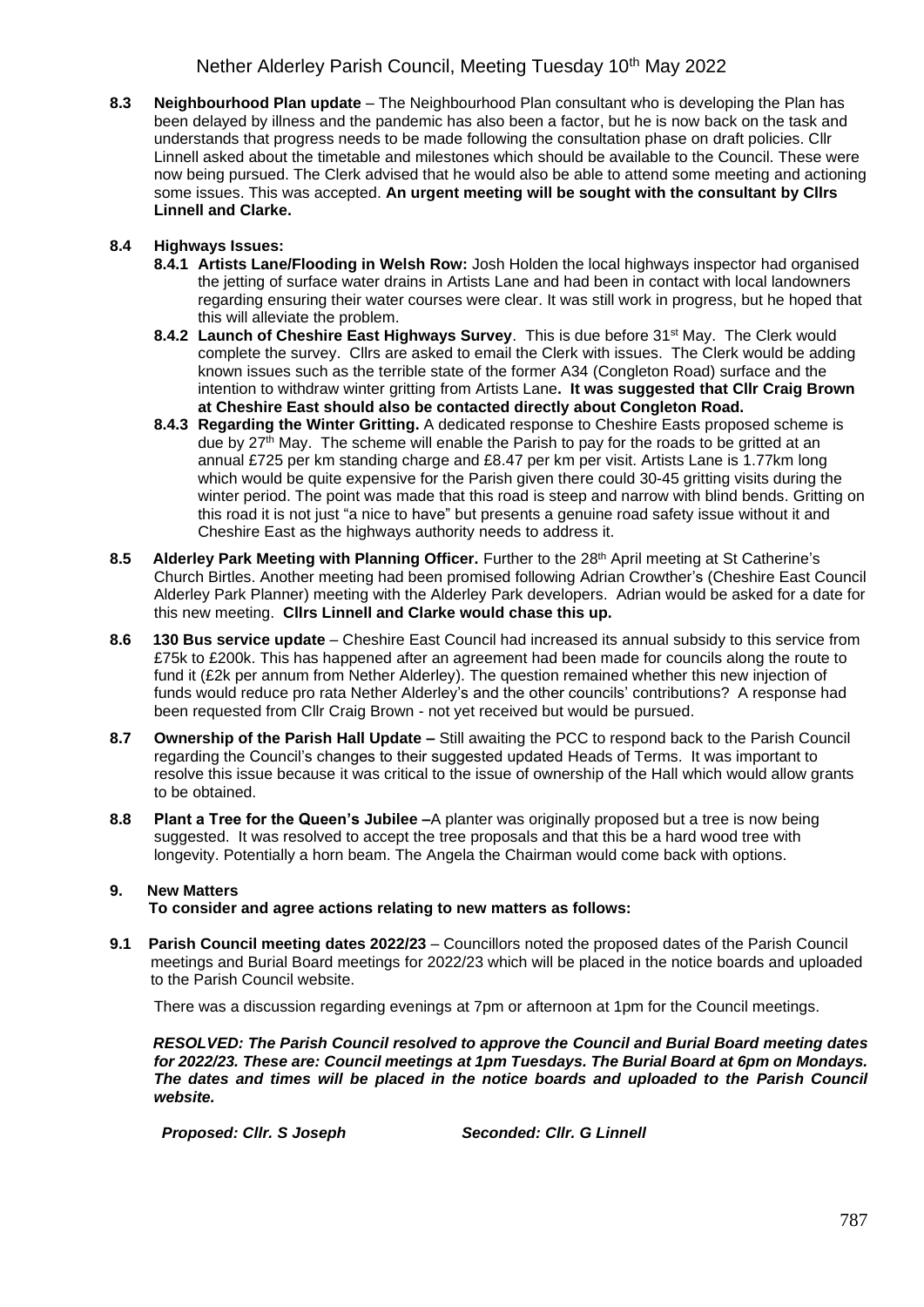**8.3 Neighbourhood Plan update** – The Neighbourhood Plan consultant who is developing the Plan has been delayed by illness and the pandemic has also been a factor, but he is now back on the task and understands that progress needs to be made following the consultation phase on draft policies. Cllr Linnell asked about the timetable and milestones which should be available to the Council. These were now being pursued. The Clerk advised that he would also be able to attend some meeting and actioning some issues. This was accepted. **An urgent meeting will be sought with the consultant by Cllrs Linnell and Clarke.**

**8.4 Highways Issues:**

**8.4.1 Artists Lane/Flooding in Welsh Row:** Josh Holden the local highways inspector had organised the jetting of surface water drains in Artists Lane and had been in contact with local landowners regarding ensuring their water courses were clear. It was still work in progress, but he hoped that this will alleviate the problem.

**8.4.2 Launch of Cheshire East Highways Survey**. This is due before 31st May. The Clerk would complete the survey. Cllrs are asked to email the Clerk with issues. The Clerk would be adding known issues such as the terrible state of the former A34 (Congleton Road) surface and the intention to withdraw winter gritting from Artists Lane**. It was suggested that Cllr Craig Brown at Cheshire East should also be contacted directly about Congleton Road.**

**8.4.3 Regarding the Winter Gritting.** A dedicated response to Cheshire Easts proposed scheme is due by 27th May. The scheme will enable the Parish to pay for the roads to be gritted at an annual £725 per km standing charge and £8.47 per km per visit. Artists Lane is 1.77km long which would be quite expensive for the Parish given there could 30-45 gritting visits during the winter period. The point was made that this road is steep and narrow with blind bends. Gritting on this road it is not just "a nice to have" but presents a genuine road safety issue without it and Cheshire East as the highways authority needs to address it.

**8.5 Alderley Park Meeting with Planning Officer.** Further to the 28th April meeting at St Catherine's Church Birtles. Another meeting had been promised following Adrian Crowther's (Cheshire East Council Alderley Park Planner) meeting with the Alderley Park developers. Adrian would be asked for a date for this new meeting. **Cllrs Linnell and Clarke would chase this up.**

**8.6 130 Bus service update** – Cheshire East Council had increased its annual subsidy to this service from £75k to £200k. This has happened after an agreement had been made for councils along the route to fund it (£2k per annum from Nether Alderley). The question remained whether this new injection of funds would reduce pro rata Nether Alderley's and the other councils' contributions? A response had been requested from Cllr Craig Brown - not yet received but would be pursued.

**8.7 Ownership of the Parish Hall Update –** Still awaiting the PCC to respond back to the Parish Council regarding the Council's changes to their suggested updated Heads of Terms. It was important to resolve this issue because it was critical to the issue of ownership of the Hall which would allow grants to be obtained.

**8.8 Plant a Tree for the Queen's Jubilee –**A planter was originally proposed but a tree is now being suggested. It was resolved to accept the tree proposals and that this be a hard wood tree with longevity. Potentially a horn beam. The Angela the Chairman would come back with options.

**9. New Matters**

**To consider and agree actions relating to new matters as follows:**

**9.1 Parish Council meeting dates 2022/23** – Councillors noted the proposed dates of the Parish Council meetings and Burial Board meetings for 2022/23 which will be placed in the notice boards and uploaded to the Parish Council website.

There was a discussion regarding evenings at 7pm or afternoon at 1pm for the Council meetings.

***RESOLVED: The Parish Council resolved to approve the Council and Burial Board meeting dates for 2022/23. These are: Council meetings at 1pm Tuesdays. The Burial Board at 6pm on Mondays. The dates and times will be placed in the notice boards and uploaded to the Parish Council website.***

***Proposed: Cllr. S Joseph*** ***Seconded: Cllr. G Linnell***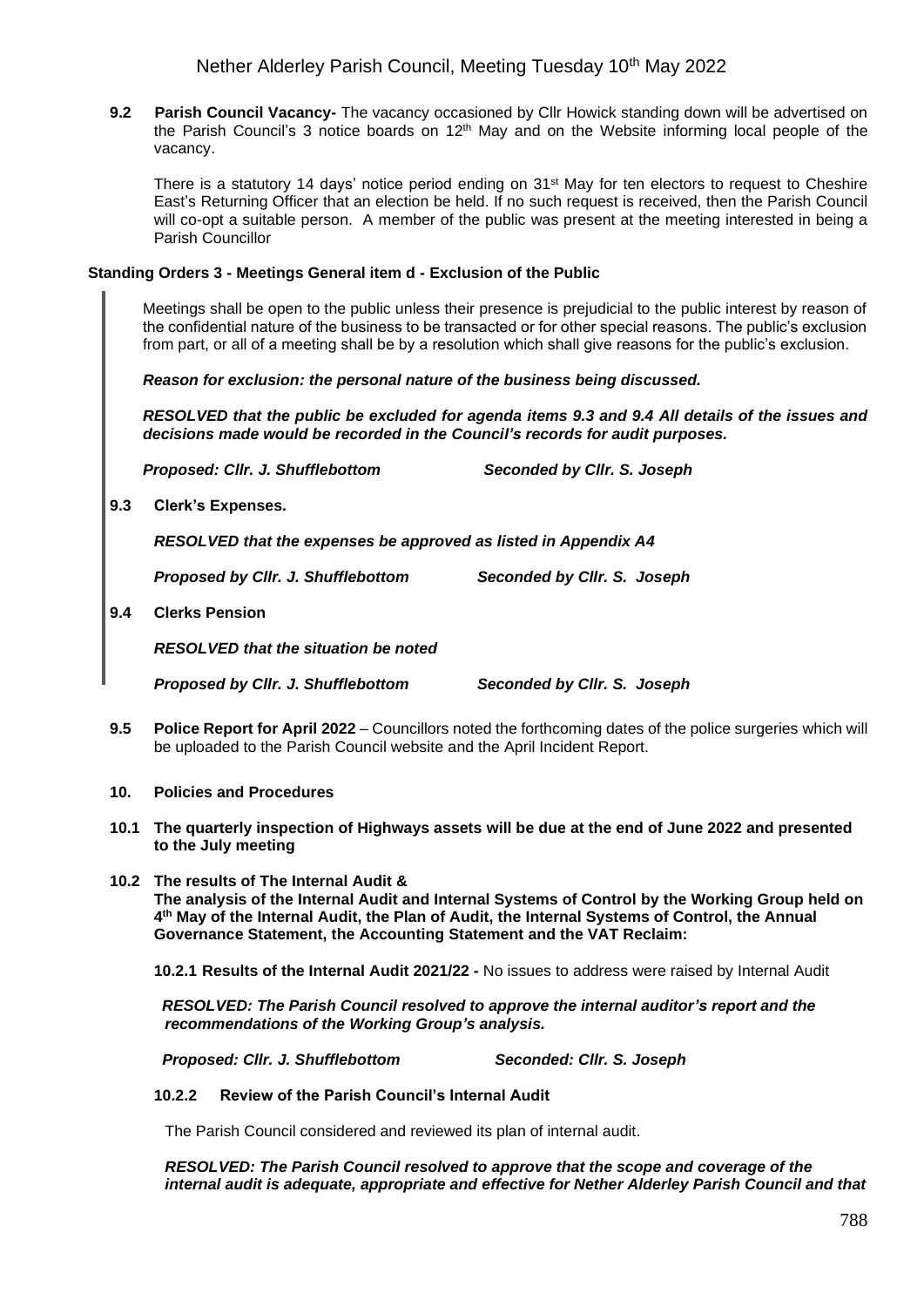**9.2 Parish Council Vacancy-** The vacancy occasioned by Cllr Howick standing down will be advertised on the Parish Council's 3 notice boards on 12th May and on the Website informing local people of the vacancy.

There is a statutory 14 days' notice period ending on 31st May for ten electors to request to Cheshire East's Returning Officer that an election be held. If no such request is received, then the Parish Council will co-opt a suitable person. A member of the public was present at the meeting interested in being a Parish Councillor

**Standing Orders 3 - Meetings General item d - Exclusion of the Public**

Meetings shall be open to the public unless their presence is prejudicial to the public interest by reason of the confidential nature of the business to be transacted or for other special reasons. The public's exclusion from part, or all of a meeting shall be by a resolution which shall give reasons for the public's exclusion.

***Reason for exclusion: the personal nature of the business being discussed.***

***RESOLVED that the public be excluded for agenda items 9.3 and 9.4 All details of the issues and decisions made would be recorded in the Council's records for audit purposes.***

***Proposed: Cllr. J. Shufflebottom*** ***Seconded by Cllr. S. Joseph***

**9.3 Clerk's Expenses.**

***RESOLVED that the expenses be approved as listed in Appendix A4***

***Proposed by Cllr. J. Shufflebottom*** ***Seconded by Cllr. S. Joseph***

**9.4 Clerks Pension**

***RESOLVED that the situation be noted***

***Proposed by Cllr. J. Shufflebottom*** ***Seconded by Cllr. S. Joseph***

**9.5 Police Report for April 2022** – Councillors noted the forthcoming dates of the police surgeries which will be uploaded to the Parish Council website and the April Incident Report.

**10. Policies and Procedures**

**10.1 The quarterly inspection of Highways assets will be due at the end of June 2022 and presented to the July meeting**

**10.2 The results of The Internal Audit &**
**The analysis of the Internal Audit and Internal Systems of Control by the Working Group held on 4th May of the Internal Audit, the Plan of Audit, the Internal Systems of Control, the Annual Governance Statement, the Accounting Statement and the VAT Reclaim:**

**10.2.1 Results of the Internal Audit 2021/22 -** No issues to address were raised by Internal Audit

***RESOLVED: The Parish Council resolved to approve the internal auditor's report and the recommendations of the Working Group's analysis.***

***Proposed: Cllr. J. Shufflebottom*** ***Seconded: Cllr. S. Joseph***

**10.2.2 Review of the Parish Council's Internal Audit**

The Parish Council considered and reviewed its plan of internal audit.

***RESOLVED: The Parish Council resolved to approve that the scope and coverage of the internal audit is adequate, appropriate and effective for Nether Alderley Parish Council and that***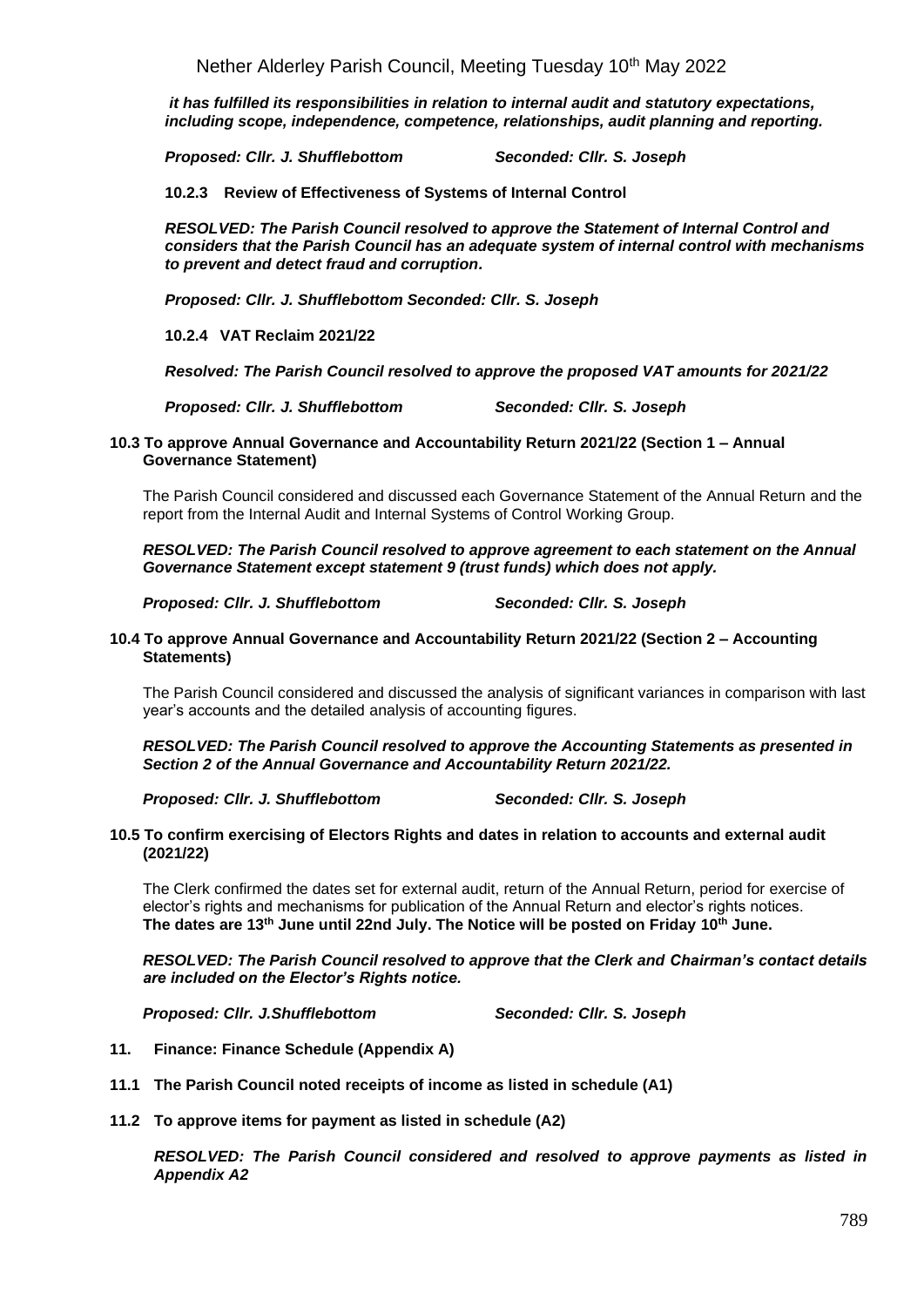*it has fulfilled its responsibilities in relation to internal audit and statutory expectations, including scope, independence, competence, relationships, audit planning and reporting.*

***Proposed: Cllr. J. Shufflebottom Seconded: Cllr. S. Joseph***

**10.2.3 Review of Effectiveness of Systems of Internal Control**

***RESOLVED: The Parish Council resolved to approve the Statement of Internal Control and considers that the Parish Council has an adequate system of internal control with mechanisms to prevent and detect fraud and corruption.***

***Proposed: Cllr. J. Shufflebottom Seconded: Cllr. S. Joseph***

**10.2.4 VAT Reclaim 2021/22**

***Resolved: The Parish Council resolved to approve the proposed VAT amounts for 2021/22***

***Proposed: Cllr. J. Shufflebottom Seconded: Cllr. S. Joseph***

**10.3 To approve Annual Governance and Accountability Return 2021/22 (Section 1 – Annual Governance Statement)**

The Parish Council considered and discussed each Governance Statement of the Annual Return and the report from the Internal Audit and Internal Systems of Control Working Group.

***RESOLVED: The Parish Council resolved to approve agreement to each statement on the Annual Governance Statement except statement 9 (trust funds) which does not apply.***

***Proposed: Cllr. J. Shufflebottom Seconded: Cllr. S. Joseph***

**10.4 To approve Annual Governance and Accountability Return 2021/22 (Section 2 – Accounting Statements)**

The Parish Council considered and discussed the analysis of significant variances in comparison with last year's accounts and the detailed analysis of accounting figures.

***RESOLVED: The Parish Council resolved to approve the Accounting Statements as presented in Section 2 of the Annual Governance and Accountability Return 2021/22.***

***Proposed: Cllr. J. Shufflebottom Seconded: Cllr. S. Joseph***

**10.5 To confirm exercising of Electors Rights and dates in relation to accounts and external audit (2021/22)**

The Clerk confirmed the dates set for external audit, return of the Annual Return, period for exercise of elector's rights and mechanisms for publication of the Annual Return and elector's rights notices.
**The dates are 13th June until 22nd July. The Notice will be posted on Friday 10th June.**

***RESOLVED: The Parish Council resolved to approve that the Clerk and Chairman's contact details are included on the Elector's Rights notice.***

***Proposed: Cllr. J.Shufflebottom Seconded: Cllr. S. Joseph***

**11. Finance: Finance Schedule (Appendix A)**

**11.1 The Parish Council noted receipts of income as listed in schedule (A1)**

**11.2 To approve items for payment as listed in schedule (A2)**

***RESOLVED: The Parish Council considered and resolved to approve payments as listed in Appendix A2***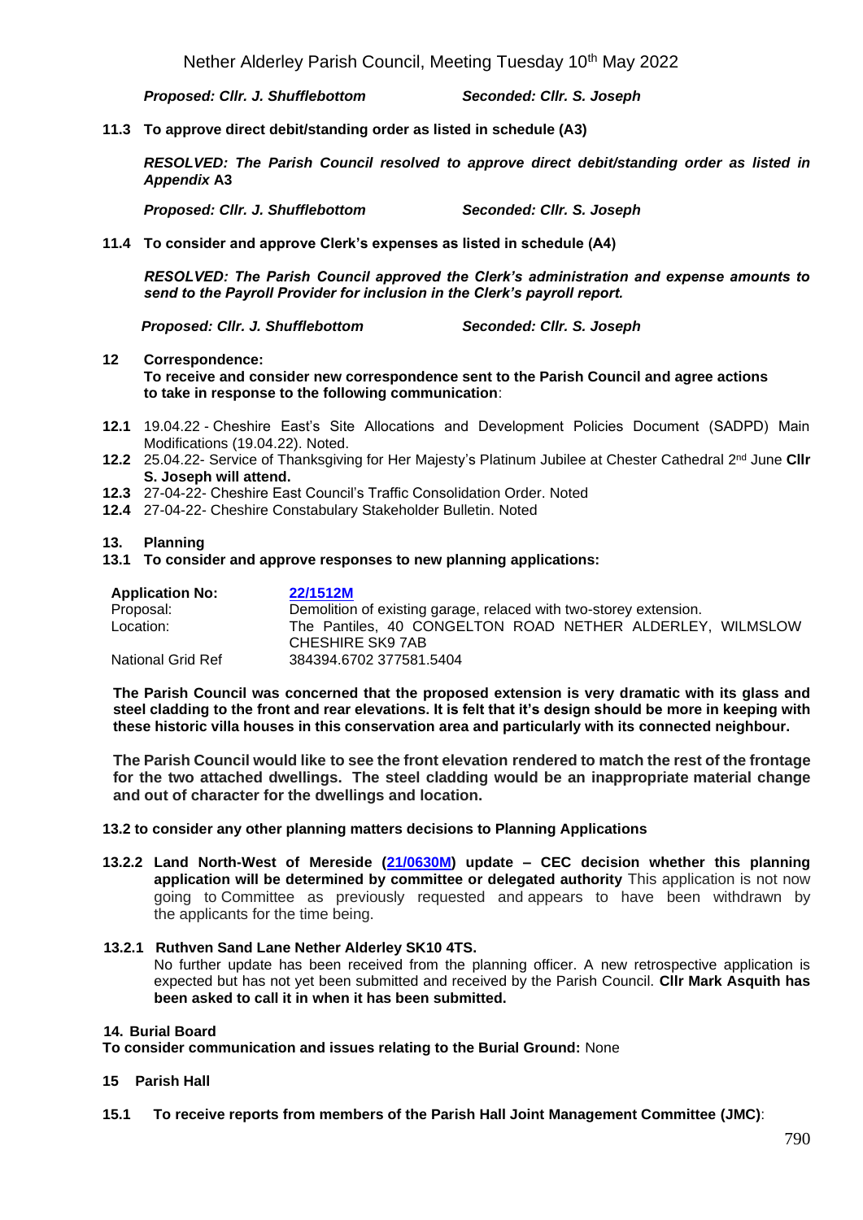***Proposed: Cllr. J. Shufflebottom*** ***Seconded: Cllr. S. Joseph***

**11.3 To approve direct debit/standing order as listed in schedule (A3)**

***RESOLVED: The Parish Council resolved to approve direct debit/standing order as listed in Appendix* A3**

***Proposed: Cllr. J. Shufflebottom*** ***Seconded: Cllr. S. Joseph***

**11.4 To consider and approve Clerk's expenses as listed in schedule (A4)**

***RESOLVED: The Parish Council approved the Clerk's administration and expense amounts to send to the Payroll Provider for inclusion in the Clerk's payroll report.***

***Proposed: Cllr. J. Shufflebottom*** ***Seconded: Cllr. S. Joseph***

**12 Correspondence:**
**To receive and consider new correspondence sent to the Parish Council and agree actions to take in response to the following communication**:

- **12.1** 19.04.22 - Cheshire East's Site Allocations and Development Policies Document (SADPD) Main Modifications (19.04.22). Noted.
- **12.2** 25.04.22- Service of Thanksgiving for Her Majesty's Platinum Jubilee at Chester Cathedral 2nd June **Cllr S. Joseph will attend.**
- **12.3** 27-04-22- Cheshire East Council's Traffic Consolidation Order. Noted
- **12.4** 27-04-22- Cheshire Constabulary Stakeholder Bulletin. Noted

**13. Planning**

**13.1 To consider and approve responses to new planning applications:**

| **Application No:** | **22/1512M** |
|---|---|
| Proposal: | Demolition of existing garage, relaced with two-storey extension. |
| Location: | The Pantiles, 40 CONGELTON ROAD NETHER ALDERLEY, WILMSLOW CHESHIRE SK9 7AB |
| National Grid Ref | 384394.6702 377581.5404 |

**The Parish Council was concerned that the proposed extension is very dramatic with its glass and steel cladding to the front and rear elevations. It is felt that it's design should be more in keeping with these historic villa houses in this conservation area and particularly with its connected neighbour.**

**The Parish Council would like to see the front elevation rendered to match the rest of the frontage for the two attached dwellings. The steel cladding would be an inappropriate material change and out of character for the dwellings and location.**

**13.2 to consider any other planning matters decisions to Planning Applications**

**13.2.2 Land North-West of Mereside (21/0630M) update – CEC decision whether this planning application will be determined by committee or delegated authority** This application is not now going to Committee as previously requested and appears to have been withdrawn by the applicants for the time being.

**13.2.1 Ruthven Sand Lane Nether Alderley SK10 4TS.**
No further update has been received from the planning officer. A new retrospective application is expected but has not yet been submitted and received by the Parish Council. **Cllr Mark Asquith has been asked to call it in when it has been submitted.**

**14. Burial Board**

**To consider communication and issues relating to the Burial Ground:** None

**15 Parish Hall**

**15.1 To receive reports from members of the Parish Hall Joint Management Committee (JMC)**: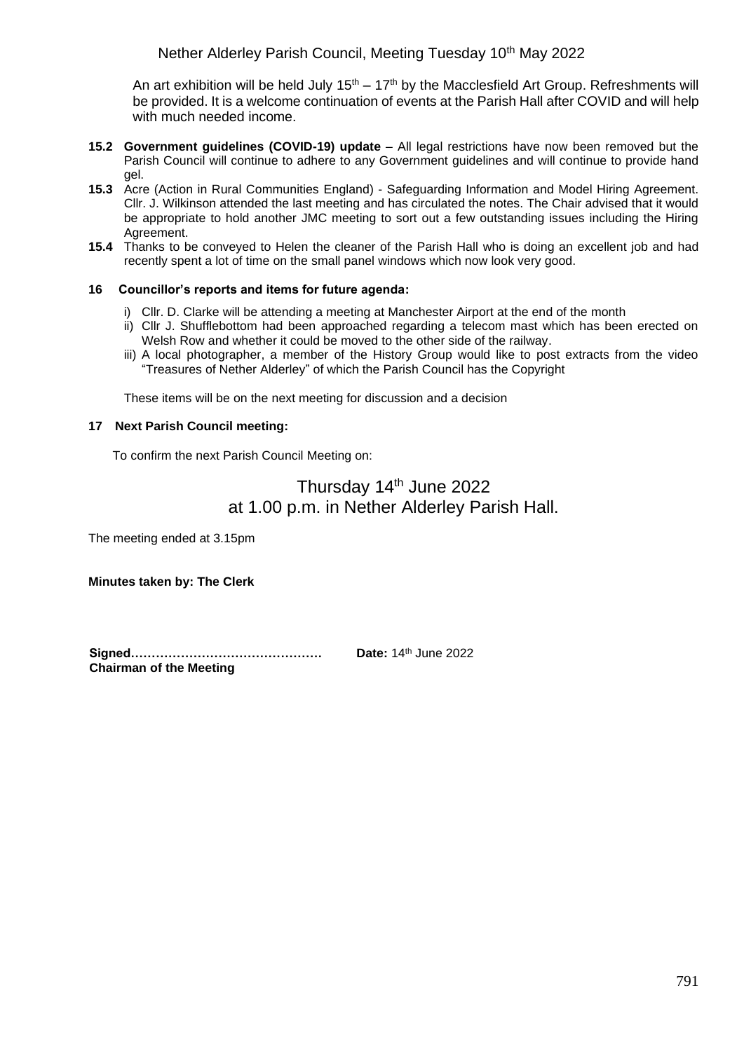An art exhibition will be held July 15th – 17th by the Macclesfield Art Group. Refreshments will be provided. It is a welcome continuation of events at the Parish Hall after COVID and will help with much needed income.

**15.2** **Government guidelines (COVID-19) update** – All legal restrictions have now been removed but the Parish Council will continue to adhere to any Government guidelines and will continue to provide hand gel.

**15.3** Acre (Action in Rural Communities England) - Safeguarding Information and Model Hiring Agreement. Cllr. J. Wilkinson attended the last meeting and has circulated the notes. The Chair advised that it would be appropriate to hold another JMC meeting to sort out a few outstanding issues including the Hiring Agreement.

**15.4** Thanks to be conveyed to Helen the cleaner of the Parish Hall who is doing an excellent job and had recently spent a lot of time on the small panel windows which now look very good.

**16 Councillor's reports and items for future agenda:**

i) Cllr. D. Clarke will be attending a meeting at Manchester Airport at the end of the month
ii) Cllr J. Shufflebottom had been approached regarding a telecom mast which has been erected on Welsh Row and whether it could be moved to the other side of the railway.
iii) A local photographer, a member of the History Group would like to post extracts from the video "Treasures of Nether Alderley" of which the Parish Council has the Copyright

These items will be on the next meeting for discussion and a decision

**17 Next Parish Council meeting:**

To confirm the next Parish Council Meeting on:

Thursday 14th June 2022
at 1.00 p.m. in Nether Alderley Parish Hall.

The meeting ended at 3.15pm

**Minutes taken by: The Clerk**

**Signed……………………………………….** **Date:** 14th June 2022
**Chairman of the Meeting**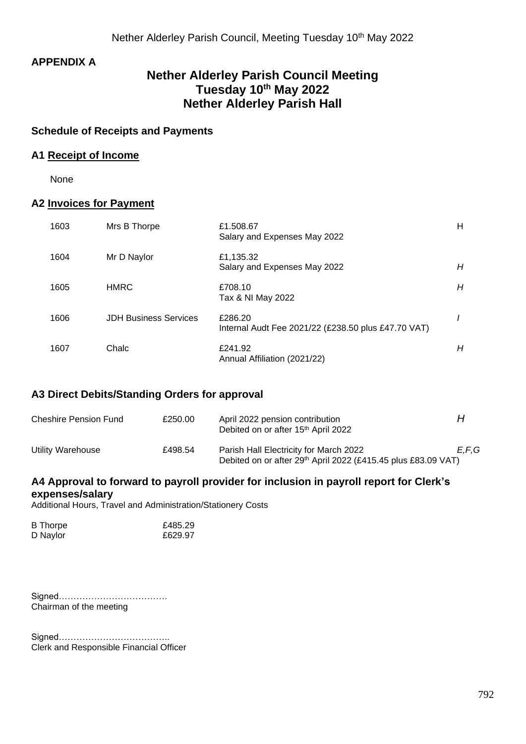**APPENDIX A**

# Nether Alderley Parish Council Meeting
# Tuesday 10th May 2022
# Nether Alderley Parish Hall

## Schedule of Receipts and Payments

### A1 Receipt of Income

None

### A2 Invoices for Payment

| | | | |
|---|---|---|---|
| 1603 | Mrs B Thorpe | £1.508.67<br>Salary and Expenses May 2022 | H |
| 1604 | Mr D Naylor | £1,135.32<br>Salary and Expenses May 2022 | *H* |
| 1605 | HMRC | £708.10<br>Tax & NI May 2022 | *H* |
| 1606 | JDH Business Services | £286.20<br>Internal Audt Fee 2021/22 (£238.50 plus £47.70 VAT) | *I* |
| 1607 | Chalc | £241.92<br>Annual Affiliation (2021/22) | *H* |

### A3 Direct Debits/Standing Orders for approval

| | | | |
|---|---|---|---|
| Cheshire Pension Fund | £250.00 | April 2022 pension contribution<br>Debited on or after 15th April 2022 | *H* |
| Utility Warehouse | £498.54 | Parish Hall Electricity for March 2022<br>Debited on or after 29th April 2022 (£415.45 plus £83.09 VAT) | *E,F,G* |

### A4 Approval to forward to payroll provider for inclusion in payroll report for Clerk's expenses/salary

Additional Hours, Travel and Administration/Stationery Costs

| | |
|---|---|
| B Thorpe | £485.29 |
| D Naylor | £629.97 |

Signed……………………………….
Chairman of the meeting

Signed………………………………..
Clerk and Responsible Financial Officer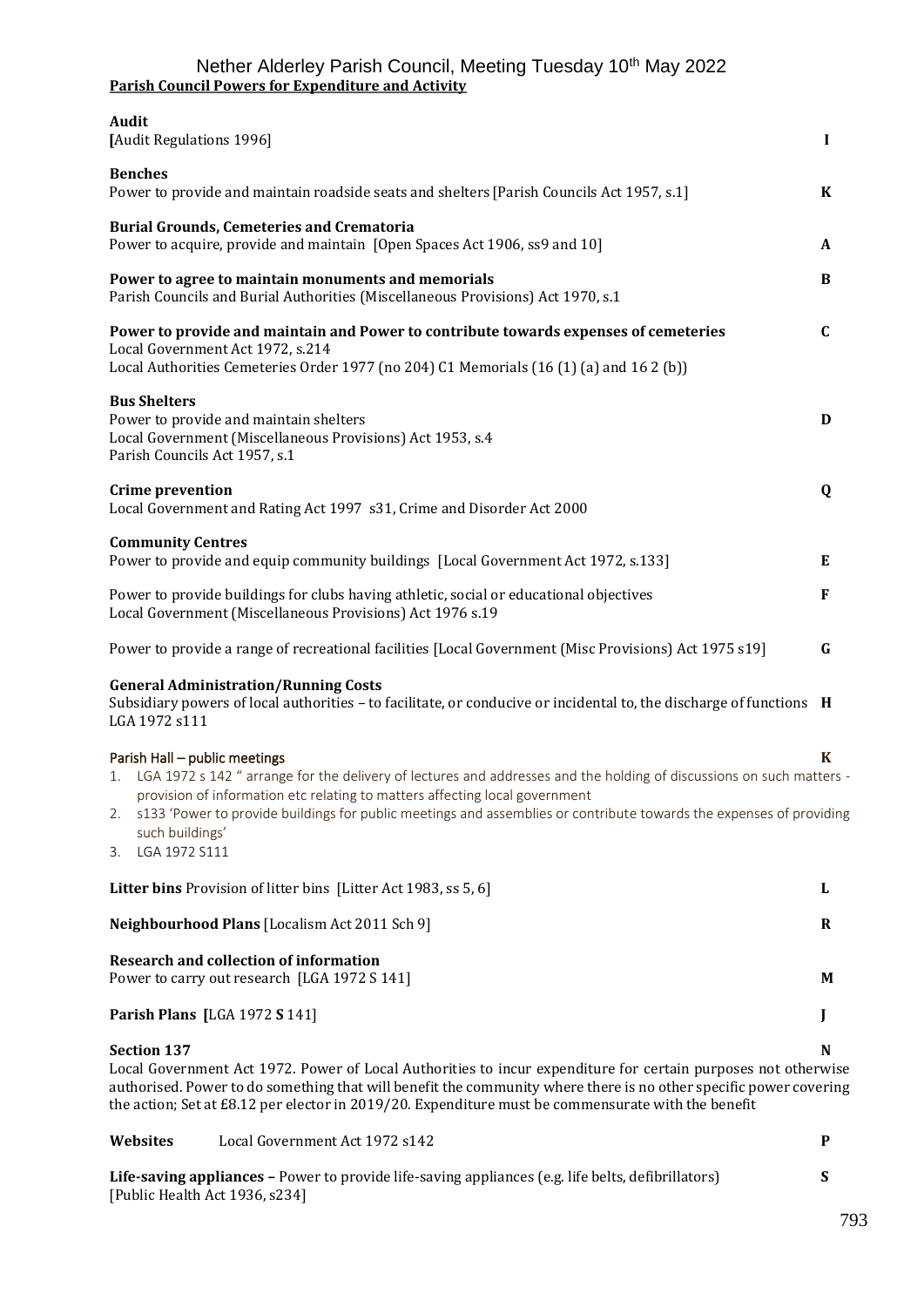Nether Alderley Parish Council, Meeting Tuesday 10th May 2022

**Parish Council Powers for Expenditure and Activity**

**Audit**
[Audit Regulations 1996] **I**

**Benches**
Power to provide and maintain roadside seats and shelters [Parish Councils Act 1957, s.1] **K**

**Burial Grounds, Cemeteries and Crematoria**
Power to acquire, provide and maintain [Open Spaces Act 1906, ss9 and 10] **A**

**Power to agree to maintain monuments and memorials** **B**
Parish Councils and Burial Authorities (Miscellaneous Provisions) Act 1970, s.1

**Power to provide and maintain and Power to contribute towards expenses of cemeteries** **C**
Local Government Act 1972, s.214
Local Authorities Cemeteries Order 1977 (no 204) C1 Memorials (16 (1) (a) and 16 2 (b))

**Bus Shelters**
Power to provide and maintain shelters **D**
Local Government (Miscellaneous Provisions) Act 1953, s.4
Parish Councils Act 1957, s.1

**Crime prevention** **Q**
Local Government and Rating Act 1997 s31, Crime and Disorder Act 2000

**Community Centres**
Power to provide and equip community buildings [Local Government Act 1972, s.133] **E**

Power to provide buildings for clubs having athletic, social or educational objectives **F**
Local Government (Miscellaneous Provisions) Act 1976 s.19

Power to provide a range of recreational facilities [Local Government (Misc Provisions) Act 1975 s19] **G**

**General Administration/Running Costs**
Subsidiary powers of local authorities – to facilitate, or conducive or incidental to, the discharge of functions LGA 1972 s111 **H**

Parish Hall – public meetings **K**

1. LGA 1972 s 142 " arrange for the delivery of lectures and addresses and the holding of discussions on such matters - provision of information etc relating to matters affecting local government
2. s133 'Power to provide buildings for public meetings and assemblies or contribute towards the expenses of providing such buildings'
3. LGA 1972 S111

**Litter bins** Provision of litter bins [Litter Act 1983, ss 5, 6] **L**

**Neighbourhood Plans** [Localism Act 2011 Sch 9] **R**

**Research and collection of information**
Power to carry out research [LGA 1972 S 141] **M**

**Parish Plans [**LGA 1972 **S** 141] **J**

**Section 137** **N**
Local Government Act 1972. Power of Local Authorities to incur expenditure for certain purposes not otherwise authorised. Power to do something that will benefit the community where there is no other specific power covering the action; Set at £8.12 per elector in 2019/20. Expenditure must be commensurate with the benefit

**Websites** Local Government Act 1972 s142 **P**

**Life-saving appliances –** Power to provide life-saving appliances (e.g. life belts, defibrillators) **S**
[Public Health Act 1936, s234]